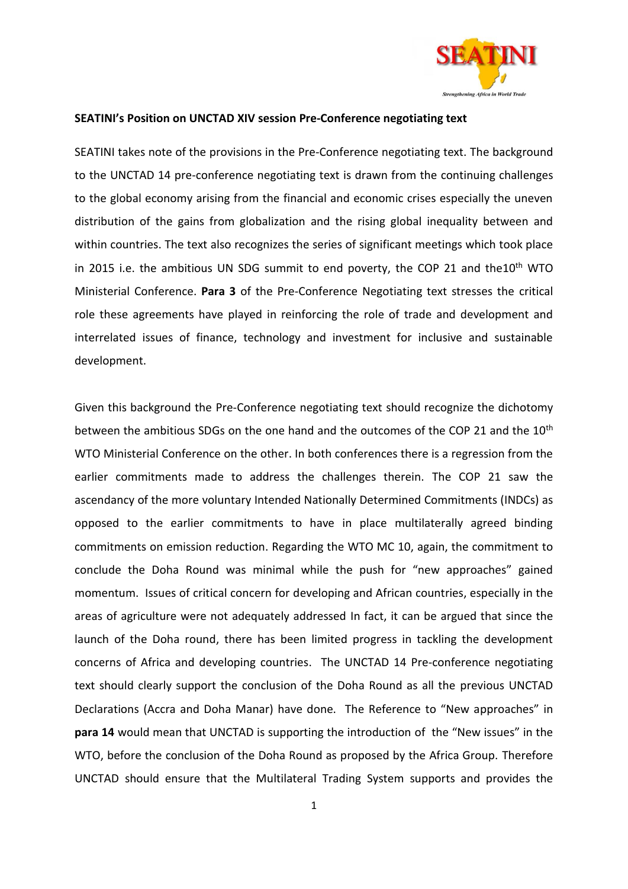**SEATINI's Position on UNCTAD XIV session Pre-Conference negotiating text**

SEATINI takes note of the provisions in the Pre-Conference negotiating text. The background to the UNCTAD 14 pre-conference negotiating text is drawn from the continuing challenges to the global economy arising from the financial and economic crises especially the uneven distribution of the gains from globalization and the rising global inequality between and within countries. The text also recognizes the series of significant meetings which took place in 2015 i.e. the ambitious UN SDG summit to end poverty, the COP 21 and the10th WTO Ministerial Conference. **Para 3** of the Pre-Conference Negotiating text stresses the critical role these agreements have played in reinforcing the role of trade and development and interrelated issues of finance, technology and investment for inclusive and sustainable development.

Given this background the Pre-Conference negotiating text should recognize the dichotomy between the ambitious SDGs on the one hand and the outcomes of the COP 21 and the 10th WTO Ministerial Conference on the other. In both conferences there is a regression from the earlier commitments made to address the challenges therein. The COP 21 saw the ascendancy of the more voluntary Intended Nationally Determined Commitments (INDCs) as opposed to the earlier commitments to have in place multilaterally agreed binding commitments on emission reduction. Regarding the WTO MC 10, again, the commitment to conclude the Doha Round was minimal while the push for "new approaches" gained momentum. Issues of critical concern for developing and African countries, especially in the areas of agriculture were not adequately addressed In fact, it can be argued that since the launch of the Doha round, there has been limited progress in tackling the development concerns of Africa and developing countries. The UNCTAD 14 Pre-conference negotiating text should clearly support the conclusion of the Doha Round as all the previous UNCTAD Declarations (Accra and Doha Manar) have done. The Reference to "New approaches" in **para 14** would mean that UNCTAD is supporting the introduction of the "New issues" in the WTO, before the conclusion of the Doha Round as proposed by the Africa Group. Therefore UNCTAD should ensure that the Multilateral Trading System supports and provides the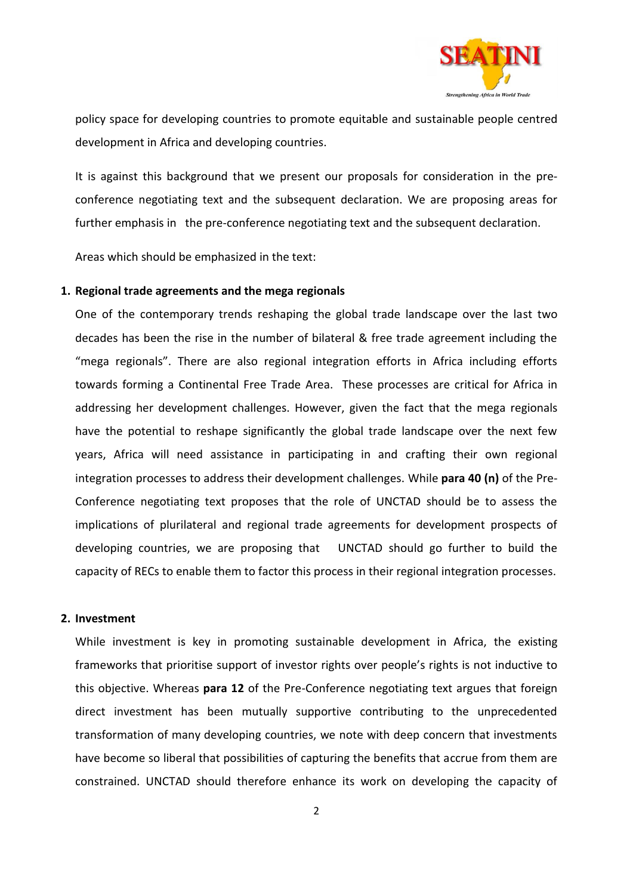policy space for developing countries to promote equitable and sustainable people centred development in Africa and developing countries.

It is against this background that we present our proposals for consideration in the pre-conference negotiating text and the subsequent declaration. We are proposing areas for further emphasis in the pre-conference negotiating text and the subsequent declaration.

Areas which should be emphasized in the text:

**1. Regional trade agreements and the mega regionals**

One of the contemporary trends reshaping the global trade landscape over the last two decades has been the rise in the number of bilateral & free trade agreement including the "mega regionals". There are also regional integration efforts in Africa including efforts towards forming a Continental Free Trade Area. These processes are critical for Africa in addressing her development challenges. However, given the fact that the mega regionals have the potential to reshape significantly the global trade landscape over the next few years, Africa will need assistance in participating in and crafting their own regional integration processes to address their development challenges. While **para 40 (n)** of the Pre-Conference negotiating text proposes that the role of UNCTAD should be to assess the implications of plurilateral and regional trade agreements for development prospects of developing countries, we are proposing that UNCTAD should go further to build the capacity of RECs to enable them to factor this process in their regional integration processes.

**2. Investment**

While investment is key in promoting sustainable development in Africa, the existing frameworks that prioritise support of investor rights over people's rights is not inductive to this objective. Whereas **para 12** of the Pre-Conference negotiating text argues that foreign direct investment has been mutually supportive contributing to the unprecedented transformation of many developing countries, we note with deep concern that investments have become so liberal that possibilities of capturing the benefits that accrue from them are constrained. UNCTAD should therefore enhance its work on developing the capacity of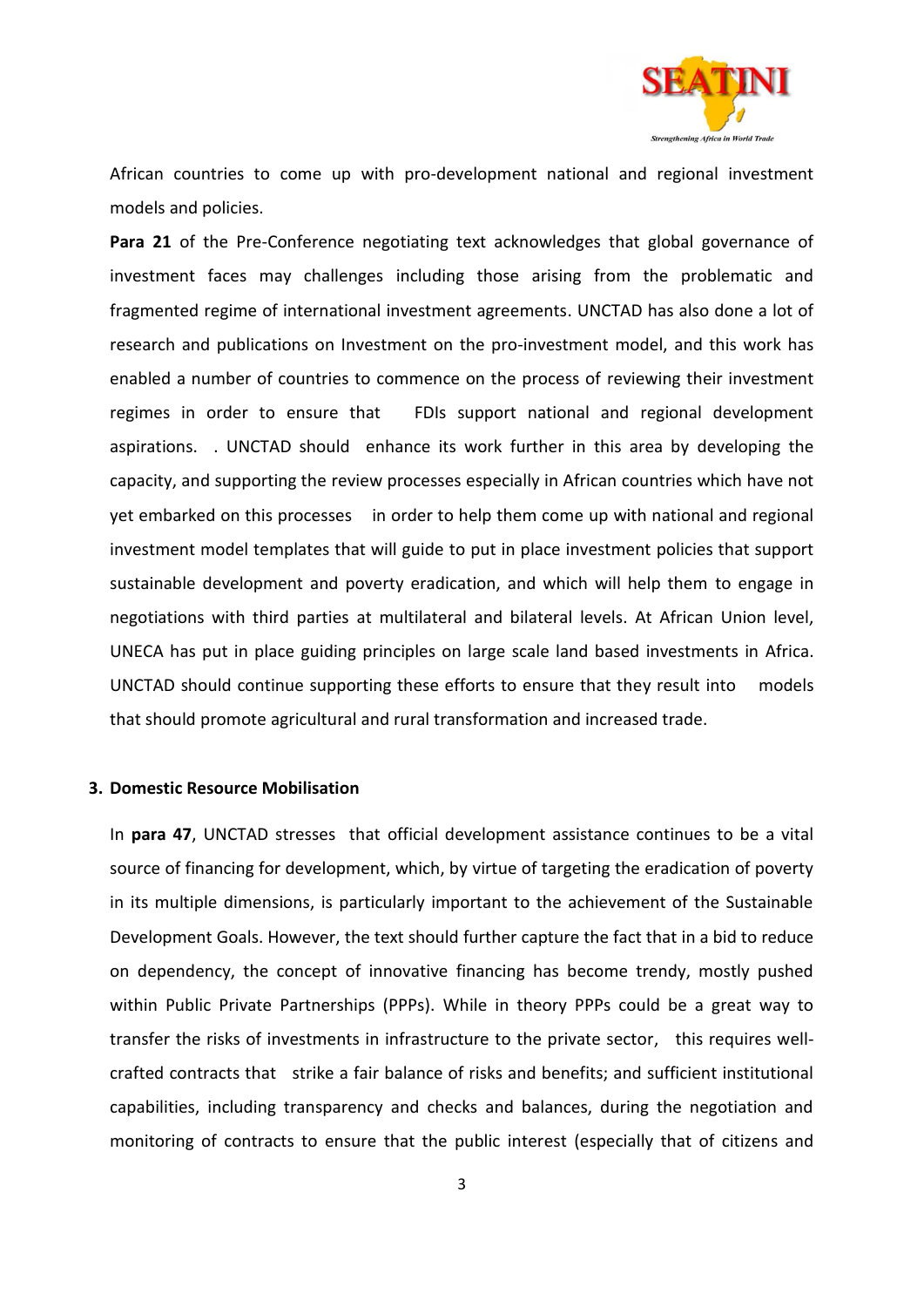African countries to come up with pro-development national and regional investment models and policies.

**Para 21** of the Pre-Conference negotiating text acknowledges that global governance of investment faces may challenges including those arising from the problematic and fragmented regime of international investment agreements. UNCTAD has also done a lot of research and publications on Investment on the pro-investment model, and this work has enabled a number of countries to commence on the process of reviewing their investment regimes in order to ensure that FDIs support national and regional development aspirations. . UNCTAD should enhance its work further in this area by developing the capacity, and supporting the review processes especially in African countries which have not yet embarked on this processes in order to help them come up with national and regional investment model templates that will guide to put in place investment policies that support sustainable development and poverty eradication, and which will help them to engage in negotiations with third parties at multilateral and bilateral levels. At African Union level, UNECA has put in place guiding principles on large scale land based investments in Africa. UNCTAD should continue supporting these efforts to ensure that they result into models that should promote agricultural and rural transformation and increased trade.

## 3. Domestic Resource Mobilisation

In **para 47**, UNCTAD stresses that official development assistance continues to be a vital source of financing for development, which, by virtue of targeting the eradication of poverty in its multiple dimensions, is particularly important to the achievement of the Sustainable Development Goals. However, the text should further capture the fact that in a bid to reduce on dependency, the concept of innovative financing has become trendy, mostly pushed within Public Private Partnerships (PPPs). While in theory PPPs could be a great way to transfer the risks of investments in infrastructure to the private sector, this requires well-crafted contracts that strike a fair balance of risks and benefits; and sufficient institutional capabilities, including transparency and checks and balances, during the negotiation and monitoring of contracts to ensure that the public interest (especially that of citizens and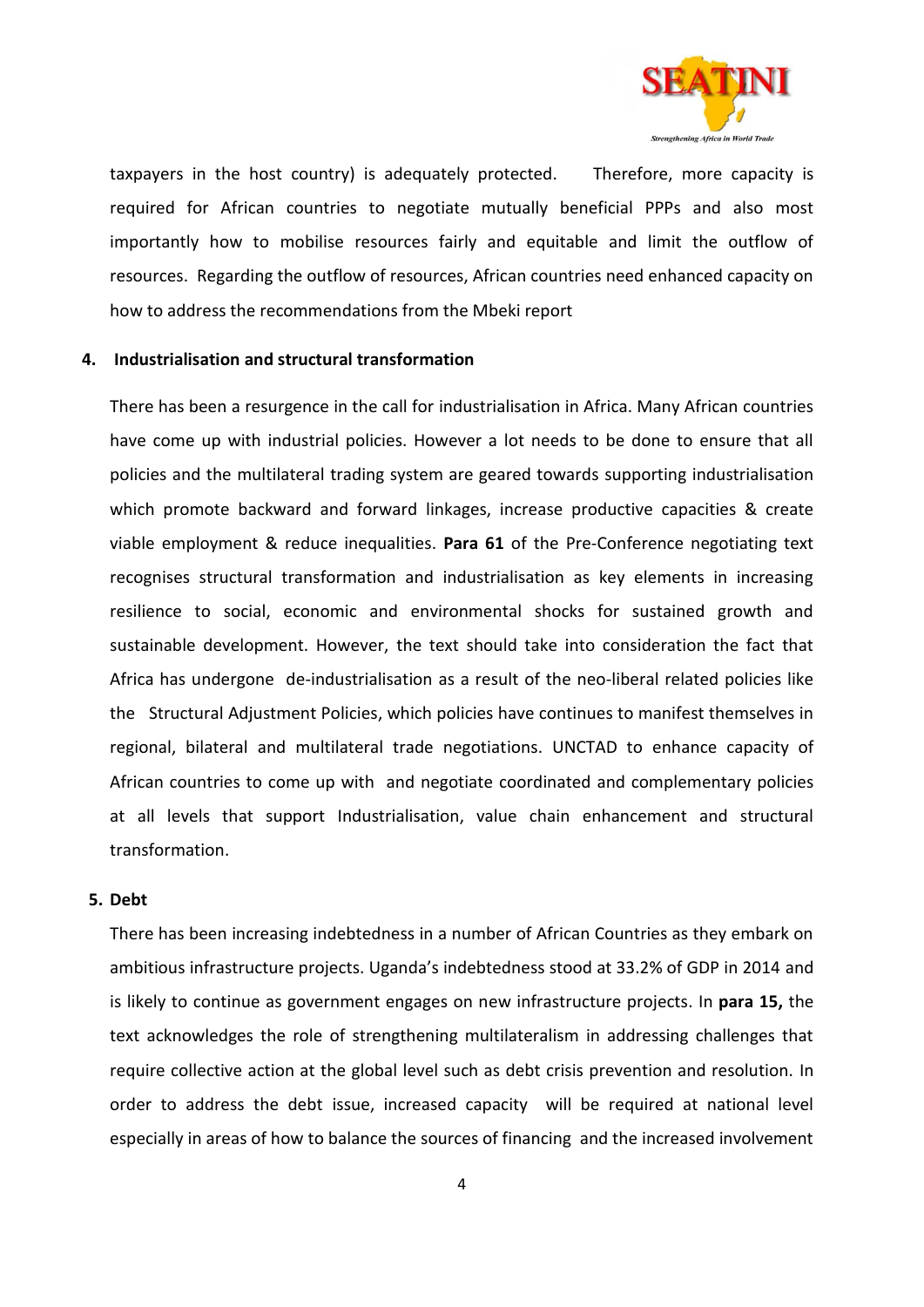taxpayers in the host country) is adequately protected. Therefore, more capacity is required for African countries to negotiate mutually beneficial PPPs and also most importantly how to mobilise resources fairly and equitable and limit the outflow of resources. Regarding the outflow of resources, African countries need enhanced capacity on how to address the recommendations from the Mbeki report

**4. Industrialisation and structural transformation**

There has been a resurgence in the call for industrialisation in Africa. Many African countries have come up with industrial policies. However a lot needs to be done to ensure that all policies and the multilateral trading system are geared towards supporting industrialisation which promote backward and forward linkages, increase productive capacities & create viable employment & reduce inequalities. **Para 61** of the Pre-Conference negotiating text recognises structural transformation and industrialisation as key elements in increasing resilience to social, economic and environmental shocks for sustained growth and sustainable development. However, the text should take into consideration the fact that Africa has undergone de-industrialisation as a result of the neo-liberal related policies like the Structural Adjustment Policies, which policies have continues to manifest themselves in regional, bilateral and multilateral trade negotiations. UNCTAD to enhance capacity of African countries to come up with and negotiate coordinated and complementary policies at all levels that support Industrialisation, value chain enhancement and structural transformation.

**5. Debt**

There has been increasing indebtedness in a number of African Countries as they embark on ambitious infrastructure projects. Uganda's indebtedness stood at 33.2% of GDP in 2014 and is likely to continue as government engages on new infrastructure projects. In **para 15,** the text acknowledges the role of strengthening multilateralism in addressing challenges that require collective action at the global level such as debt crisis prevention and resolution. In order to address the debt issue, increased capacity will be required at national level especially in areas of how to balance the sources of financing and the increased involvement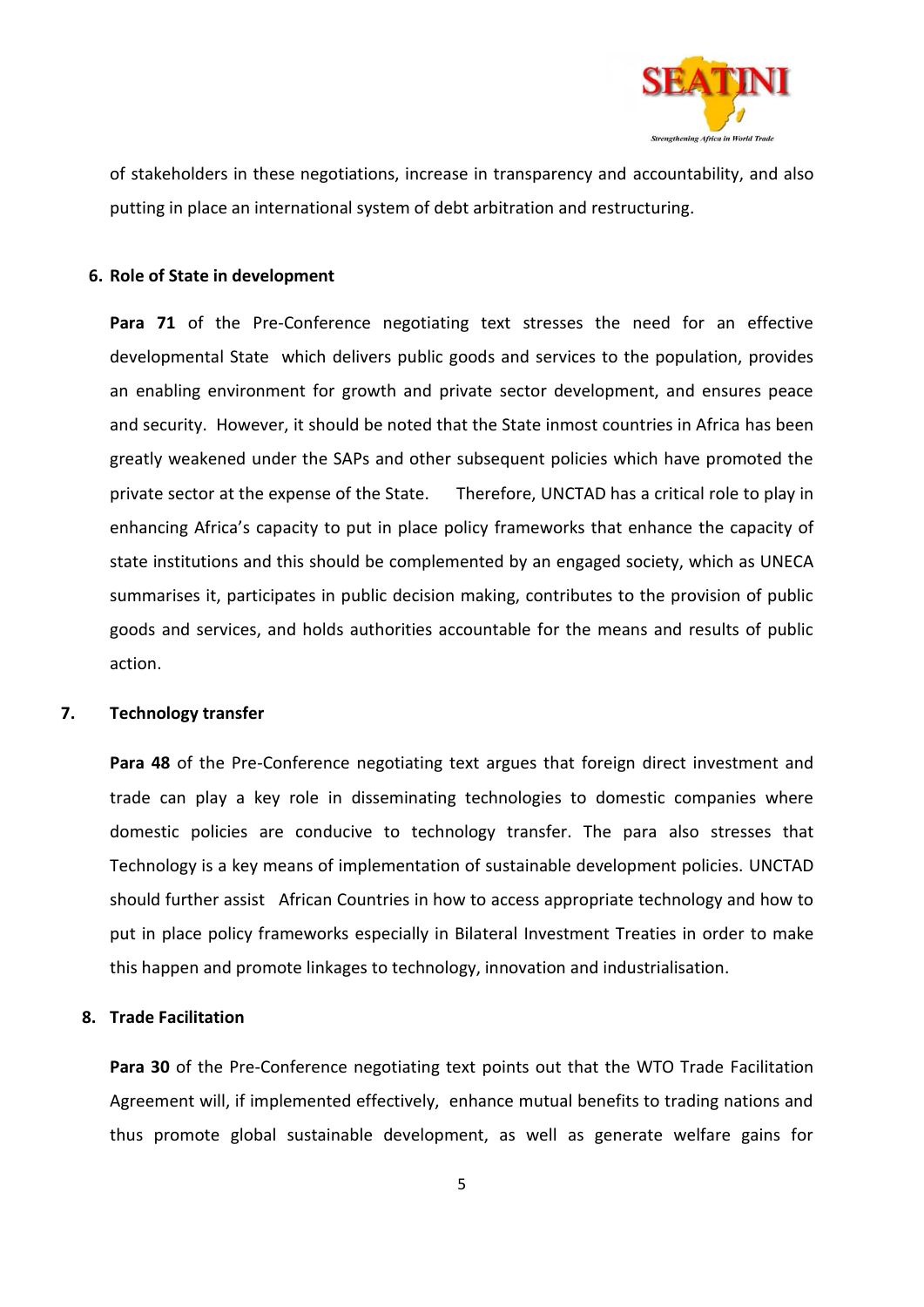of stakeholders in these negotiations, increase in transparency and accountability, and also putting in place an international system of debt arbitration and restructuring.

## 6. Role of State in development

**Para 71** of the Pre-Conference negotiating text stresses the need for an effective developmental State which delivers public goods and services to the population, provides an enabling environment for growth and private sector development, and ensures peace and security. However, it should be noted that the State inmost countries in Africa has been greatly weakened under the SAPs and other subsequent policies which have promoted the private sector at the expense of the State. Therefore, UNCTAD has a critical role to play in enhancing Africa's capacity to put in place policy frameworks that enhance the capacity of state institutions and this should be complemented by an engaged society, which as UNECA summarises it, participates in public decision making, contributes to the provision of public goods and services, and holds authorities accountable for the means and results of public action.

## 7. Technology transfer

**Para 48** of the Pre-Conference negotiating text argues that foreign direct investment and trade can play a key role in disseminating technologies to domestic companies where domestic policies are conducive to technology transfer. The para also stresses that Technology is a key means of implementation of sustainable development policies. UNCTAD should further assist African Countries in how to access appropriate technology and how to put in place policy frameworks especially in Bilateral Investment Treaties in order to make this happen and promote linkages to technology, innovation and industrialisation.

## 8. Trade Facilitation

**Para 30** of the Pre-Conference negotiating text points out that the WTO Trade Facilitation Agreement will, if implemented effectively, enhance mutual benefits to trading nations and thus promote global sustainable development, as well as generate welfare gains for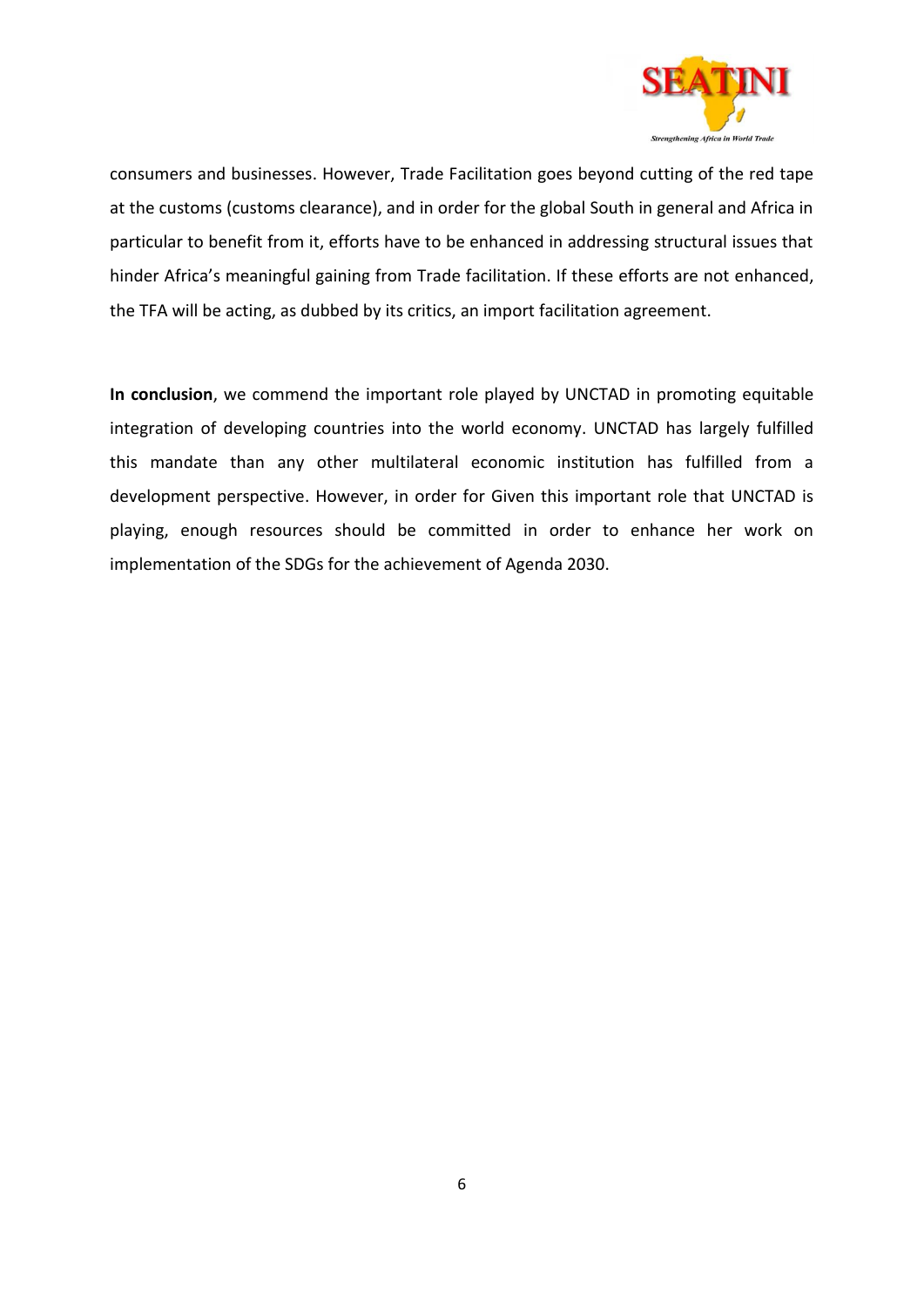consumers and businesses. However, Trade Facilitation goes beyond cutting of the red tape at the customs (customs clearance), and in order for the global South in general and Africa in particular to benefit from it, efforts have to be enhanced in addressing structural issues that hinder Africa's meaningful gaining from Trade facilitation. If these efforts are not enhanced, the TFA will be acting, as dubbed by its critics, an import facilitation agreement.

**In conclusion**, we commend the important role played by UNCTAD in promoting equitable integration of developing countries into the world economy. UNCTAD has largely fulfilled this mandate than any other multilateral economic institution has fulfilled from a development perspective. However, in order for Given this important role that UNCTAD is playing, enough resources should be committed in order to enhance her work on implementation of the SDGs for the achievement of Agenda 2030.